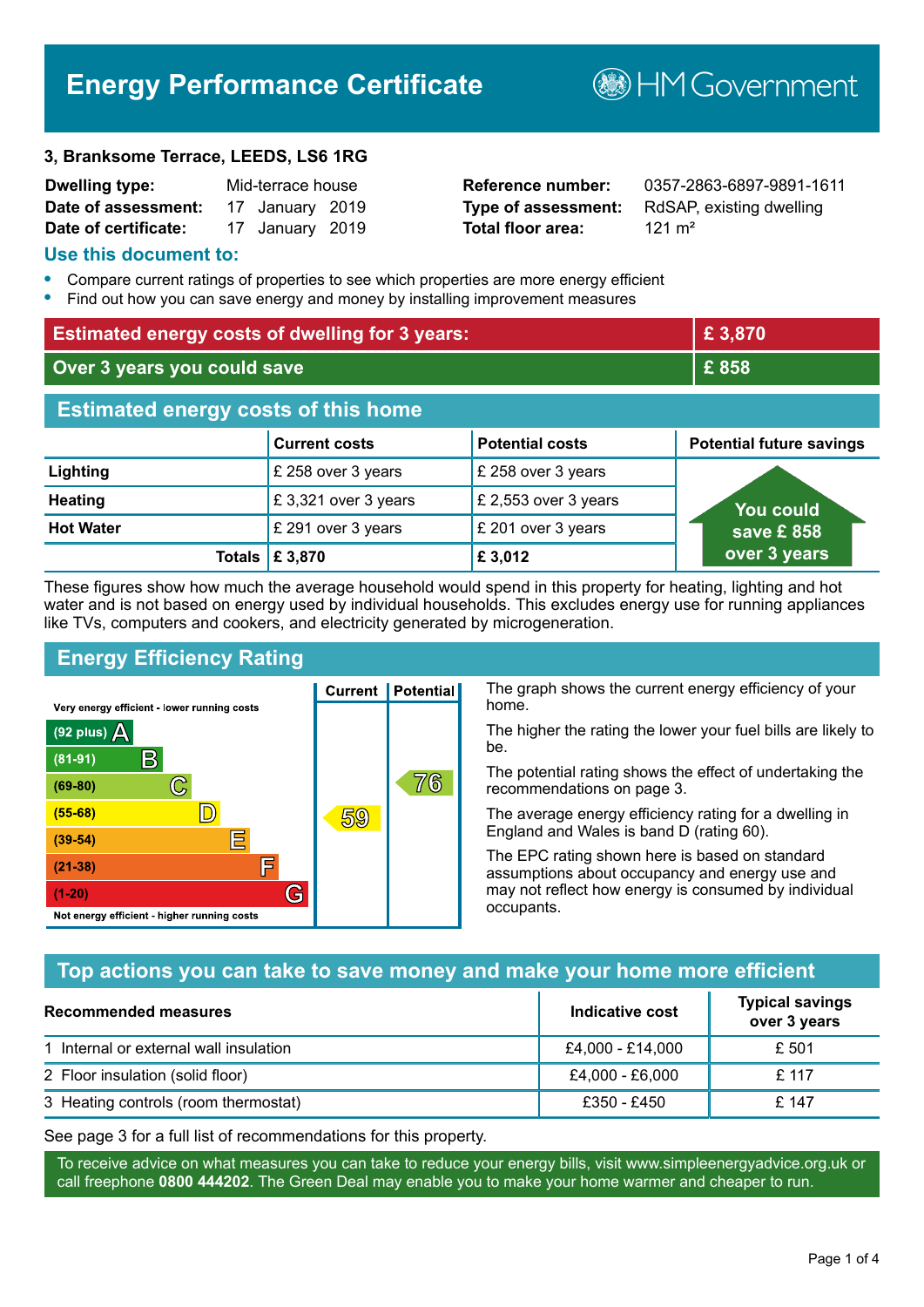# Energy Performance Certificate

HM Government

**3, Branksome Terrace, LEEDS, LS6 1RG**

| | | | |
|---|---|---|---|
| **Dwelling type:** | Mid-terrace house | **Reference number:** | 0357-2863-6897-9891-1611 |
| **Date of assessment:** | 17 January 2019 | **Type of assessment:** | RdSAP, existing dwelling |
| **Date of certificate:** | 17 January 2019 | **Total floor area:** | 121 m² |

## Use this document to:

- Compare current ratings of properties to see which properties are more energy efficient
- Find out how you can save energy and money by installing improvement measures

| | |
|---|---|
| **Estimated energy costs of dwelling for 3 years:** | **£ 3,870** |
| **Over 3 years you could save** | **£ 858** |

## Estimated energy costs of this home

| | Current costs | Potential costs | Potential future savings |
|---|---|---|---|
| **Lighting** | £ 258 over 3 years | £ 258 over 3 years | You could save £ 858 over 3 years |
| **Heating** | £ 3,321 over 3 years | £ 2,553 over 3 years | |
| **Hot Water** | £ 291 over 3 years | £ 201 over 3 years | |
| **Totals** | **£ 3,870** | **£ 3,012** | |

These figures show how much the average household would spend in this property for heating, lighting and hot water and is not based on energy used by individual households. This excludes energy use for running appliances like TVs, computers and cookers, and electricity generated by microgeneration.

## Energy Efficiency Rating

| Rating | Current | Potential |
|---|---|---|
| Very energy efficient - lower running costs | | |
| (92 plus) A | | |
| (81-91) B | | |
| (69-80) C | | 76 |
| (55-68) D | 59 | |
| (39-54) E | | |
| (21-38) F | | |
| (1-20) G | | |
| Not energy efficient - higher running costs | | |

The graph shows the current energy efficiency of your home.

The higher the rating the lower your fuel bills are likely to be.

The potential rating shows the effect of undertaking the recommendations on page 3.

The average energy efficiency rating for a dwelling in England and Wales is band D (rating 60).

The EPC rating shown here is based on standard assumptions about occupancy and energy use and may not reflect how energy is consumed by individual occupants.

## Top actions you can take to save money and make your home more efficient

| Recommended measures | Indicative cost | Typical savings over 3 years |
|---|---|---|
| 1 Internal or external wall insulation | £4,000 - £14,000 | £ 501 |
| 2 Floor insulation (solid floor) | £4,000 - £6,000 | £ 117 |
| 3 Heating controls (room thermostat) | £350 - £450 | £ 147 |

See page 3 for a full list of recommendations for this property.

To receive advice on what measures you can take to reduce your energy bills, visit www.simpleenergyadvice.org.uk or call freephone **0800 444202**. The Green Deal may enable you to make your home warmer and cheaper to run.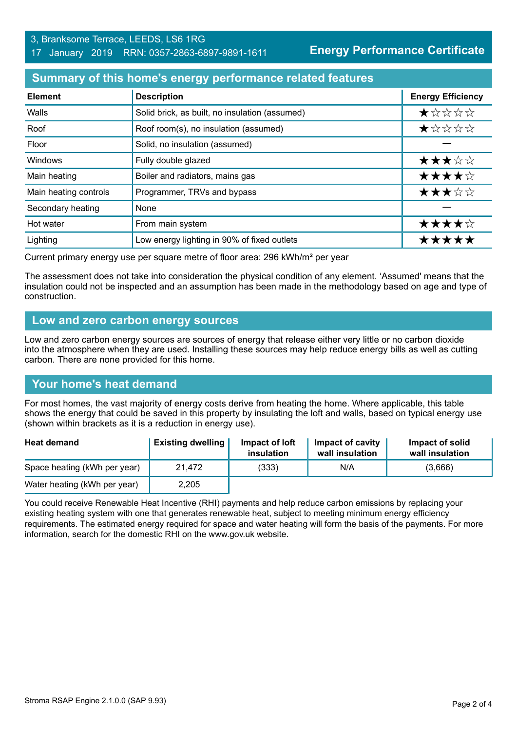3, Branksome Terrace, LEEDS, LS6 1RG
17 January 2019 RRN: 0357-2863-6897-9891-1611

**Energy Performance Certificate**

## Summary of this home's energy performance related features

| Element | Description | Energy Efficiency |
|---|---|---|
| Walls | Solid brick, as built, no insulation (assumed) | ★☆☆☆☆ |
| Roof | Roof room(s), no insulation (assumed) | ★☆☆☆☆ |
| Floor | Solid, no insulation (assumed) | — |
| Windows | Fully double glazed | ★★★☆☆ |
| Main heating | Boiler and radiators, mains gas | ★★★★☆ |
| Main heating controls | Programmer, TRVs and bypass | ★★★☆☆ |
| Secondary heating | None | — |
| Hot water | From main system | ★★★★☆ |
| Lighting | Low energy lighting in 90% of fixed outlets | ★★★★★ |

Current primary energy use per square metre of floor area: 296 kWh/m² per year

The assessment does not take into consideration the physical condition of any element. 'Assumed' means that the insulation could not be inspected and an assumption has been made in the methodology based on age and type of construction.

## Low and zero carbon energy sources

Low and zero carbon energy sources are sources of energy that release either very little or no carbon dioxide into the atmosphere when they are used. Installing these sources may help reduce energy bills as well as cutting carbon. There are none provided for this home.

## Your home's heat demand

For most homes, the vast majority of energy costs derive from heating the home. Where applicable, this table shows the energy that could be saved in this property by insulating the loft and walls, based on typical energy use (shown within brackets as it is a reduction in energy use).

| Heat demand | Existing dwelling | Impact of loft insulation | Impact of cavity wall insulation | Impact of solid wall insulation |
|---|---|---|---|---|
| Space heating (kWh per year) | 21,472 | (333) | N/A | (3,666) |
| Water heating (kWh per year) | 2,205 | | | |

You could receive Renewable Heat Incentive (RHI) payments and help reduce carbon emissions by replacing your existing heating system with one that generates renewable heat, subject to meeting minimum energy efficiency requirements. The estimated energy required for space and water heating will form the basis of the payments. For more information, search for the domestic RHI on the www.gov.uk website.

Stroma RSAP Engine 2.1.0.0 (SAP 9.93)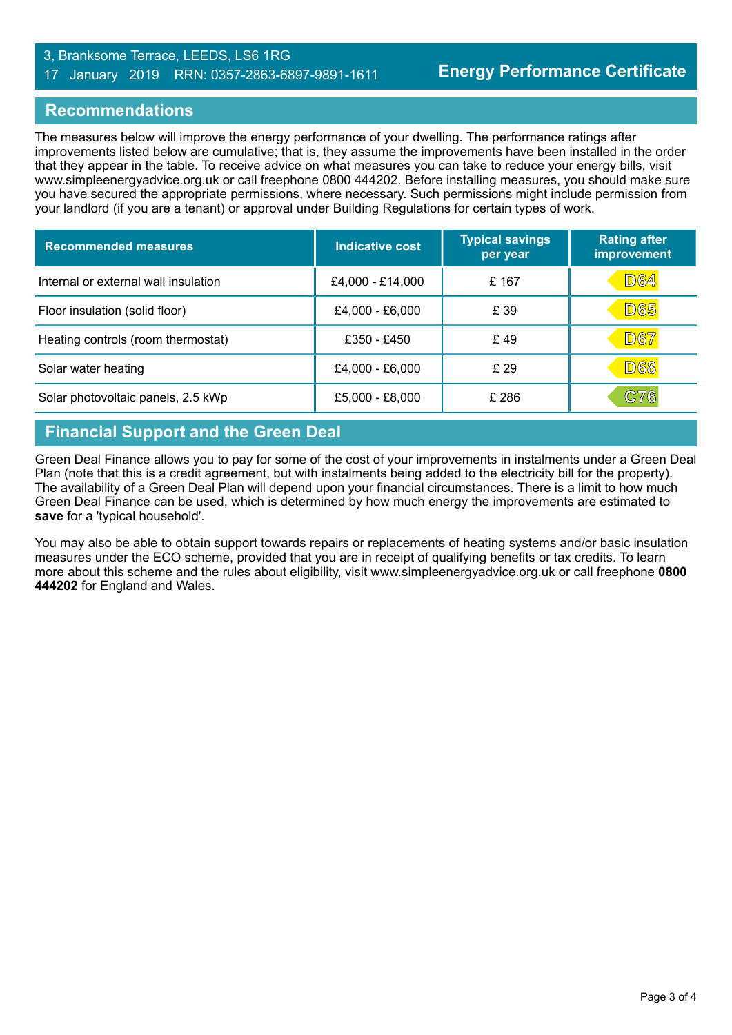3, Branksome Terrace, LEEDS, LS6 1RG
17 January 2019 RRN: 0357-2863-6897-9891-1611

**Energy Performance Certificate**

## Recommendations

The measures below will improve the energy performance of your dwelling. The performance ratings after improvements listed below are cumulative; that is, they assume the improvements have been installed in the order that they appear in the table. To receive advice on what measures you can take to reduce your energy bills, visit www.simpleenergyadvice.org.uk or call freephone 0800 444202. Before installing measures, you should make sure you have secured the appropriate permissions, where necessary. Such permissions might include permission from your landlord (if you are a tenant) or approval under Building Regulations for certain types of work.

| Recommended measures | Indicative cost | Typical savings per year | Rating after improvement |
|---|---|---|---|
| Internal or external wall insulation | £4,000 - £14,000 | £ 167 | D64 |
| Floor insulation (solid floor) | £4,000 - £6,000 | £ 39 | D65 |
| Heating controls (room thermostat) | £350 - £450 | £ 49 | D67 |
| Solar water heating | £4,000 - £6,000 | £ 29 | D68 |
| Solar photovoltaic panels, 2.5 kWp | £5,000 - £8,000 | £ 286 | C76 |

## Financial Support and the Green Deal

Green Deal Finance allows you to pay for some of the cost of your improvements in instalments under a Green Deal Plan (note that this is a credit agreement, but with instalments being added to the electricity bill for the property). The availability of a Green Deal Plan will depend upon your financial circumstances. There is a limit to how much Green Deal Finance can be used, which is determined by how much energy the improvements are estimated to **save** for a 'typical household'.

You may also be able to obtain support towards repairs or replacements of heating systems and/or basic insulation measures under the ECO scheme, provided that you are in receipt of qualifying benefits or tax credits. To learn more about this scheme and the rules about eligibility, visit www.simpleenergyadvice.org.uk or call freephone **0800 444202** for England and Wales.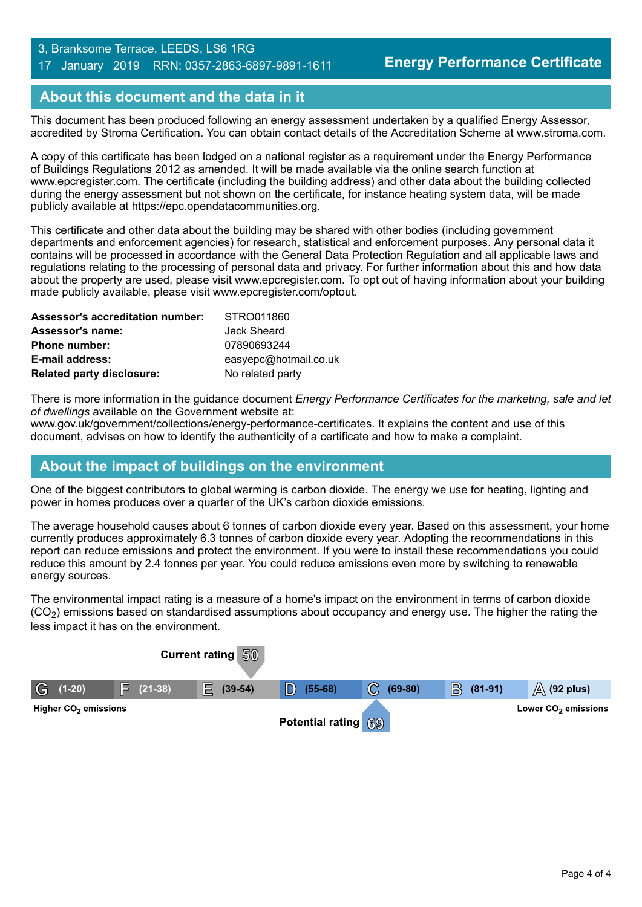3, Branksome Terrace, LEEDS, LS6 1RG
17 January 2019 RRN: 0357-2863-6897-9891-1611

**Energy Performance Certificate**

## About this document and the data in it

This document has been produced following an energy assessment undertaken by a qualified Energy Assessor, accredited by Stroma Certification. You can obtain contact details of the Accreditation Scheme at www.stroma.com.

A copy of this certificate has been lodged on a national register as a requirement under the Energy Performance of Buildings Regulations 2012 as amended. It will be made available via the online search function at www.epcregister.com. The certificate (including the building address) and other data about the building collected during the energy assessment but not shown on the certificate, for instance heating system data, will be made publicly available at https://epc.opendatacommunities.org.

This certificate and other data about the building may be shared with other bodies (including government departments and enforcement agencies) for research, statistical and enforcement purposes. Any personal data it contains will be processed in accordance with the General Data Protection Regulation and all applicable laws and regulations relating to the processing of personal data and privacy. For further information about this and how data about the property are used, please visit www.epcregister.com. To opt out of having information about your building made publicly available, please visit www.epcregister.com/optout.

| | |
|---|---|
| **Assessor's accreditation number:** | STRO011860 |
| **Assessor's name:** | Jack Sheard |
| **Phone number:** | 07890693244 |
| **E-mail address:** | easyepc@hotmail.co.uk |
| **Related party disclosure:** | No related party |

There is more information in the guidance document *Energy Performance Certificates for the marketing, sale and let of dwellings* available on the Government website at: www.gov.uk/government/collections/energy-performance-certificates. It explains the content and use of this document, advises on how to identify the authenticity of a certificate and how to make a complaint.

## About the impact of buildings on the environment

One of the biggest contributors to global warming is carbon dioxide. The energy we use for heating, lighting and power in homes produces over a quarter of the UK's carbon dioxide emissions.

The average household causes about 6 tonnes of carbon dioxide every year. Based on this assessment, your home currently produces approximately 6.3 tonnes of carbon dioxide every year. Adopting the recommendations in this report can reduce emissions and protect the environment. If you were to install these recommendations you could reduce this amount by 2.4 tonnes per year. You could reduce emissions even more by switching to renewable energy sources.

The environmental impact rating is a measure of a home's impact on the environment in terms of carbon dioxide ($CO_2$) emissions based on standardised assumptions about occupancy and energy use. The higher the rating the less impact it has on the environment.

Current rating 50

G (1-20) F (21-38) E (39-54) D (55-68) C (69-80) B (81-91) A (92 plus)

Higher $CO_2$ emissions

Lower $CO_2$ emissions

Potential rating 69